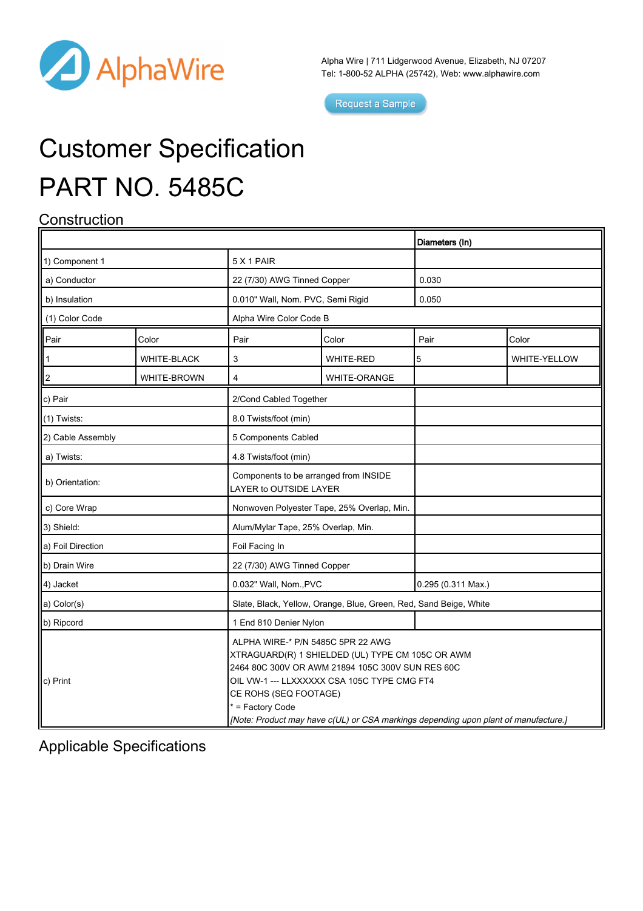Alpha Wire | 711 Lidgerwood Avenue, Elizabeth, NJ 07207
Tel: 1-800-52 ALPHA (25742), Web: www.alphawire.com

Request a Sample

# Customer Specification

# PART NO. 5485C

## Construction

| | | Diameters (In) |
|---|---|---|
| 1) Component 1 | 5 X 1 PAIR | |
| a) Conductor | 22 (7/30) AWG Tinned Copper | 0.030 |
| b) Insulation | 0.010" Wall, Nom. PVC, Semi Rigid | 0.050 |
| (1) Color Code | Alpha Wire Color Code B | |

| Pair | Color | Pair | Color | Pair | Color |
|---|---|---|---|---|---|
| 1 | WHITE-BLACK | 3 | WHITE-RED | 5 | WHITE-YELLOW |
| 2 | WHITE-BROWN | 4 | WHITE-ORANGE | | |

| | | |
|---|---|---|
| c) Pair | 2/Cond Cabled Together | |
| (1) Twists: | 8.0 Twists/foot (min) | |
| 2) Cable Assembly | 5 Components Cabled | |
| a) Twists: | 4.8 Twists/foot (min) | |
| b) Orientation: | Components to be arranged from INSIDE LAYER to OUTSIDE LAYER | |
| c) Core Wrap | Nonwoven Polyester Tape, 25% Overlap, Min. | |
| 3) Shield: | Alum/Mylar Tape, 25% Overlap, Min. | |
| a) Foil Direction | Foil Facing In | |
| b) Drain Wire | 22 (7/30) AWG Tinned Copper | |
| 4) Jacket | 0.032" Wall, Nom.,PVC | 0.295 (0.311 Max.) |
| a) Color(s) | Slate, Black, Yellow, Orange, Blue, Green, Red, Sand Beige, White | |
| b) Ripcord | 1 End 810 Denier Nylon | |
| c) Print | ALPHA WIRE-* P/N 5485C 5PR 22 AWG XTRAGUARD(R) 1 SHIELDED (UL) TYPE CM 105C OR AWM 2464 80C 300V OR AWM 21894 105C 300V SUN RES 60C OIL VW-1 --- LLXXXXXX CSA 105C TYPE CMG FT4 CE ROHS (SEQ FOOTAGE)<br>* = Factory Code<br>*[Note: Product may have c(UL) or CSA markings depending upon plant of manufacture.]* | |

## Applicable Specifications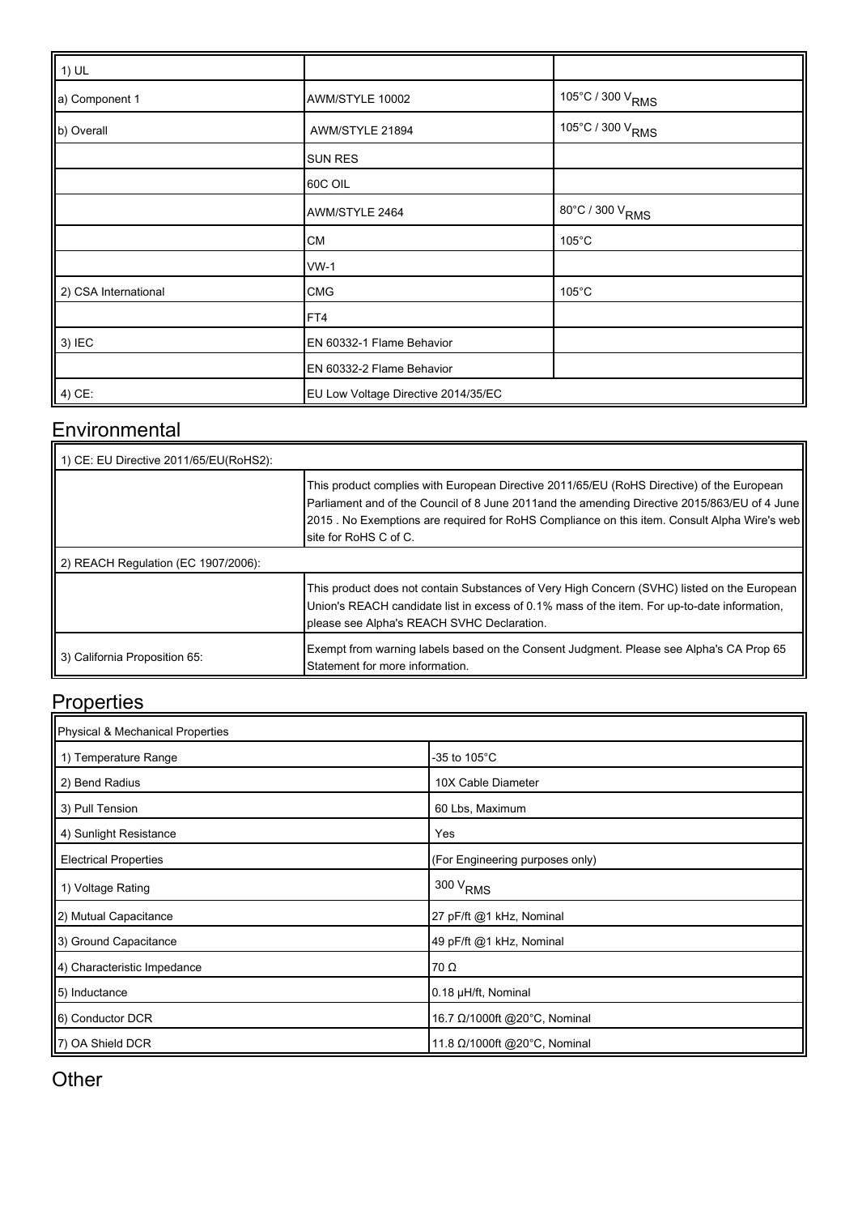| 1) UL | | |
|---|---|---|
| a) Component 1 | AWM/STYLE 10002 | 105°C / 300 $V_{RMS}$ |
| b) Overall | AWM/STYLE 21894 | 105°C / 300 $V_{RMS}$ |
| | SUN RES | |
| | 60C OIL | |
| | AWM/STYLE 2464 | 80°C / 300 $V_{RMS}$ |
| | CM | 105°C |
| | VW-1 | |
| 2) CSA International | CMG | 105°C |
| | FT4 | |
| 3) IEC | EN 60332-1 Flame Behavior | |
| | EN 60332-2 Flame Behavior | |
| 4) CE: | EU Low Voltage Directive 2014/35/EC | |

## Environmental

| 1) CE: EU Directive 2011/65/EU(RoHS2): | |
|---|---|
| | This product complies with European Directive 2011/65/EU (RoHS Directive) of the European Parliament and of the Council of 8 June 2011and the amending Directive 2015/863/EU of 4 June 2015 . No Exemptions are required for RoHS Compliance on this item. Consult Alpha Wire's web site for RoHS C of C. |
| 2) REACH Regulation (EC 1907/2006): | |
| | This product does not contain Substances of Very High Concern (SVHC) listed on the European Union's REACH candidate list in excess of 0.1% mass of the item. For up-to-date information, please see Alpha's REACH SVHC Declaration. |
| 3) California Proposition 65: | Exempt from warning labels based on the Consent Judgment. Please see Alpha's CA Prop 65 Statement for more information. |

## Properties

| Physical & Mechanical Properties | |
|---|---|
| 1) Temperature Range | -35 to 105°C |
| 2) Bend Radius | 10X Cable Diameter |
| 3) Pull Tension | 60 Lbs, Maximum |
| 4) Sunlight Resistance | Yes |
| Electrical Properties | (For Engineering purposes only) |
| 1) Voltage Rating | 300 $V_{RMS}$ |
| 2) Mutual Capacitance | 27 pF/ft @1 kHz, Nominal |
| 3) Ground Capacitance | 49 pF/ft @1 kHz, Nominal |
| 4) Characteristic Impedance | 70 Ω |
| 5) Inductance | 0.18 µH/ft, Nominal |
| 6) Conductor DCR | 16.7 Ω/1000ft @20°C, Nominal |
| 7) OA Shield DCR | 11.8 Ω/1000ft @20°C, Nominal |

## Other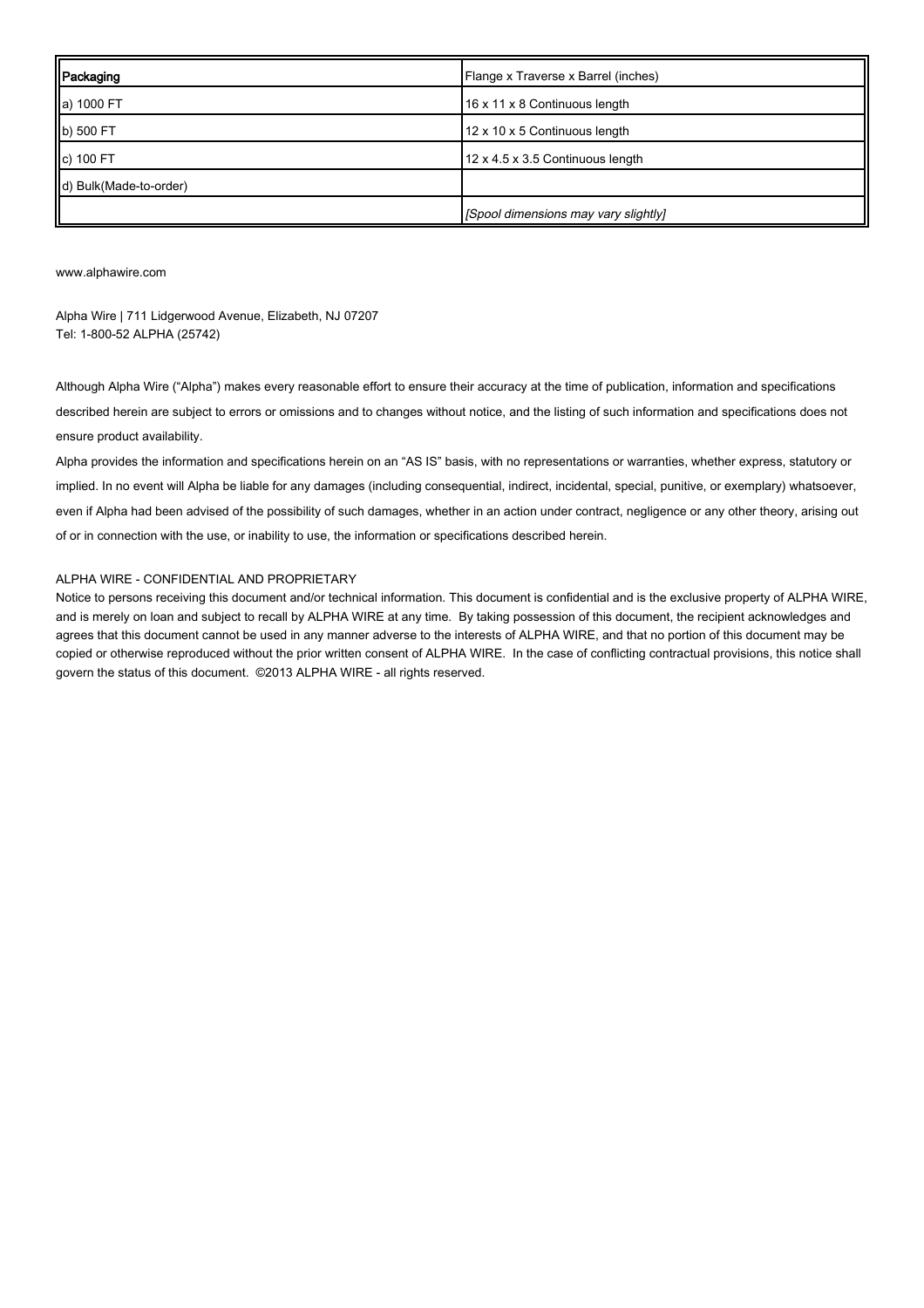| Packaging | Flange x Traverse x Barrel (inches) |
| --- | --- |
| a) 1000 FT | 16 x 11 x 8 Continuous length |
| b) 500 FT | 12 x 10 x 5 Continuous length |
| c) 100 FT | 12 x 4.5 x 3.5 Continuous length |
| d) Bulk(Made-to-order) | |
| | *[Spool dimensions may vary slightly]* |

www.alphawire.com

Alpha Wire | 711 Lidgerwood Avenue, Elizabeth, NJ 07207
Tel: 1-800-52 ALPHA (25742)

Although Alpha Wire ("Alpha") makes every reasonable effort to ensure their accuracy at the time of publication, information and specifications described herein are subject to errors or omissions and to changes without notice, and the listing of such information and specifications does not ensure product availability.

Alpha provides the information and specifications herein on an "AS IS" basis, with no representations or warranties, whether express, statutory or implied. In no event will Alpha be liable for any damages (including consequential, indirect, incidental, special, punitive, or exemplary) whatsoever, even if Alpha had been advised of the possibility of such damages, whether in an action under contract, negligence or any other theory, arising out of or in connection with the use, or inability to use, the information or specifications described herein.

ALPHA WIRE - CONFIDENTIAL AND PROPRIETARY

Notice to persons receiving this document and/or technical information. This document is confidential and is the exclusive property of ALPHA WIRE, and is merely on loan and subject to recall by ALPHA WIRE at any time. By taking possession of this document, the recipient acknowledges and agrees that this document cannot be used in any manner adverse to the interests of ALPHA WIRE, and that no portion of this document may be copied or otherwise reproduced without the prior written consent of ALPHA WIRE. In the case of conflicting contractual provisions, this notice shall govern the status of this document. ©2013 ALPHA WIRE - all rights reserved.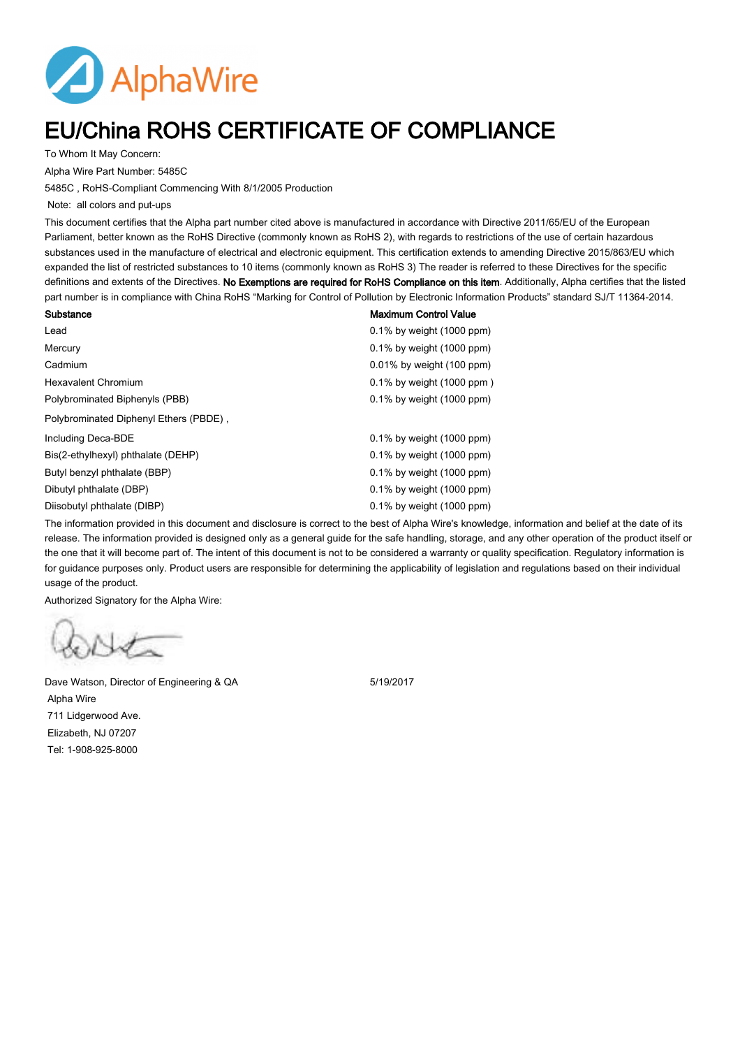AlphaWire

# EU/China ROHS CERTIFICATE OF COMPLIANCE

To Whom It May Concern:

Alpha Wire Part Number: 5485C

5485C , RoHS-Compliant Commencing With 8/1/2005 Production

Note: all colors and put-ups

This document certifies that the Alpha part number cited above is manufactured in accordance with Directive 2011/65/EU of the European Parliament, better known as the RoHS Directive (commonly known as RoHS 2), with regards to restrictions of the use of certain hazardous substances used in the manufacture of electrical and electronic equipment. This certification extends to amending Directive 2015/863/EU which expanded the list of restricted substances to 10 items (commonly known as RoHS 3) The reader is referred to these Directives for the specific definitions and extents of the Directives. **No Exemptions are required for RoHS Compliance on this item**. Additionally, Alpha certifies that the listed part number is in compliance with China RoHS "Marking for Control of Pollution by Electronic Information Products" standard SJ/T 11364-2014.

| Substance | Maximum Control Value |
|---|---|
| Lead | 0.1% by weight (1000 ppm) |
| Mercury | 0.1% by weight (1000 ppm) |
| Cadmium | 0.01% by weight (100 ppm) |
| Hexavalent Chromium | 0.1% by weight (1000 ppm ) |
| Polybrominated Biphenyls (PBB) | 0.1% by weight (1000 ppm) |
| Polybrominated Diphenyl Ethers (PBDE) , | |
| Including Deca-BDE | 0.1% by weight (1000 ppm) |
| Bis(2-ethylhexyl) phthalate (DEHP) | 0.1% by weight (1000 ppm) |
| Butyl benzyl phthalate (BBP) | 0.1% by weight (1000 ppm) |
| Dibutyl phthalate (DBP) | 0.1% by weight (1000 ppm) |
| Diisobutyl phthalate (DIBP) | 0.1% by weight (1000 ppm) |

The information provided in this document and disclosure is correct to the best of Alpha Wire's knowledge, information and belief at the date of its release. The information provided is designed only as a general guide for the safe handling, storage, and any other operation of the product itself or the one that it will become part of. The intent of this document is not to be considered a warranty or quality specification. Regulatory information is for guidance purposes only. Product users are responsible for determining the applicability of legislation and regulations based on their individual usage of the product.

Authorized Signatory for the Alpha Wire:

Dave Watson, Director of Engineering & QA — 5/19/2017

Alpha Wire
711 Lidgerwood Ave.
Elizabeth, NJ 07207
Tel: 1-908-925-8000